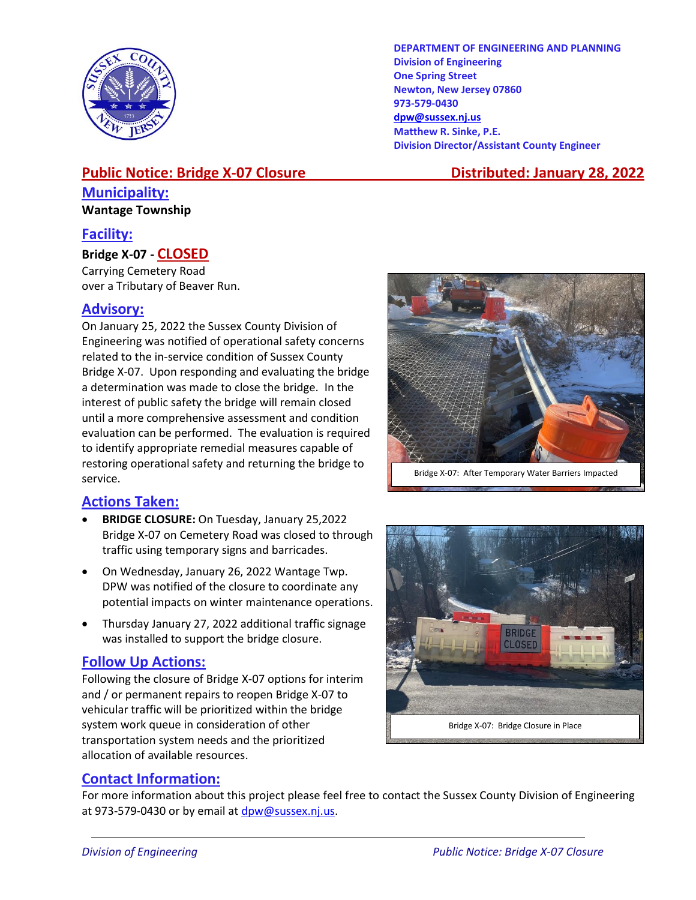DEPARTMENT OF ENGINEERING AND PLANNING
Division of Engineering
One Spring Street
Newton, New Jersey 07860
973-579-0430
dpw@sussex.nj.us
Matthew R. Sinke, P.E.
Division Director/Assistant County Engineer

# Public Notice: Bridge X-07 Closure

**Distributed: January 28, 2022**

## Municipality:

**Wantage Township**

## Facility:

**Bridge X-07 - CLOSED**

Carrying Cemetery Road
over a Tributary of Beaver Run.

## Advisory:

On January 25, 2022 the Sussex County Division of Engineering was notified of operational safety concerns related to the in-service condition of Sussex County Bridge X-07. Upon responding and evaluating the bridge a determination was made to close the bridge. In the interest of public safety the bridge will remain closed until a more comprehensive assessment and condition evaluation can be performed. The evaluation is required to identify appropriate remedial measures capable of restoring operational safety and returning the bridge to service.

Bridge X-07: After Temporary Water Barriers Impacted

## Actions Taken:

- **BRIDGE CLOSURE:** On Tuesday, January 25,2022 Bridge X-07 on Cemetery Road was closed to through traffic using temporary signs and barricades.
- On Wednesday, January 26, 2022 Wantage Twp. DPW was notified of the closure to coordinate any potential impacts on winter maintenance operations.
- Thursday January 27, 2022 additional traffic signage was installed to support the bridge closure.

## Follow Up Actions:

Following the closure of Bridge X-07 options for interim and / or permanent repairs to reopen Bridge X-07 to vehicular traffic will be prioritized within the bridge system work queue in consideration of other transportation system needs and the prioritized allocation of available resources.

Bridge X-07: Bridge Closure in Place

## Contact Information:

For more information about this project please feel free to contact the Sussex County Division of Engineering at 973-579-0430 or by email at dpw@sussex.nj.us.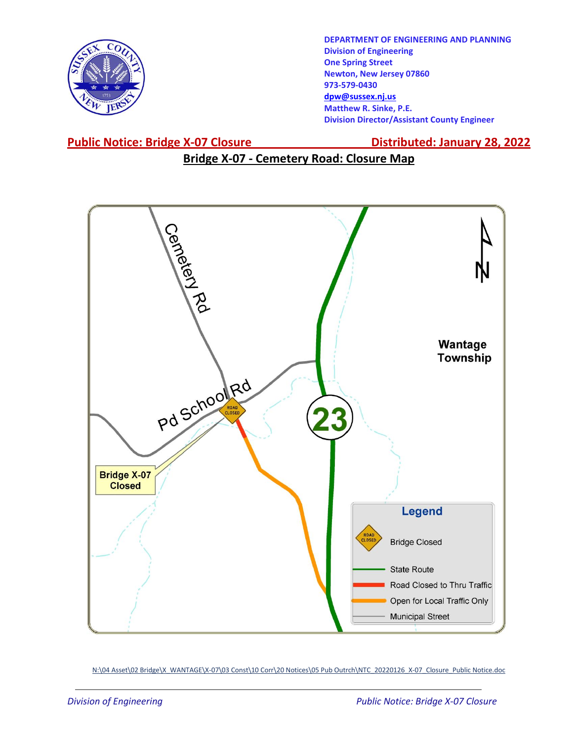**DEPARTMENT OF ENGINEERING AND PLANNING**
**Division of Engineering**
**One Spring Street**
**Newton, New Jersey 07860**
**973-579-0430**
**dpw@sussex.nj.us**
**Matthew R. Sinke, P.E.**
**Division Director/Assistant County Engineer**

## Public Notice: Bridge X-07 Closure — Distributed: January 28, 2022

## Bridge X-07 - Cemetery Road: Closure Map

Cemetery Rd

Pd School Rd

ROAD CLOSED

Bridge X-07 Closed

23

Wantage Township

N

Legend

Bridge Closed

State Route

Road Closed to Thru Traffic

Open for Local Traffic Only

Municipal Street

N:\04 Asset\02 Bridge\X_WANTAGE\X-07\03 Const\10 Corr\20 Notices\05 Pub Outrch\NTC_20220126_X-07_Closure_Public Notice.doc